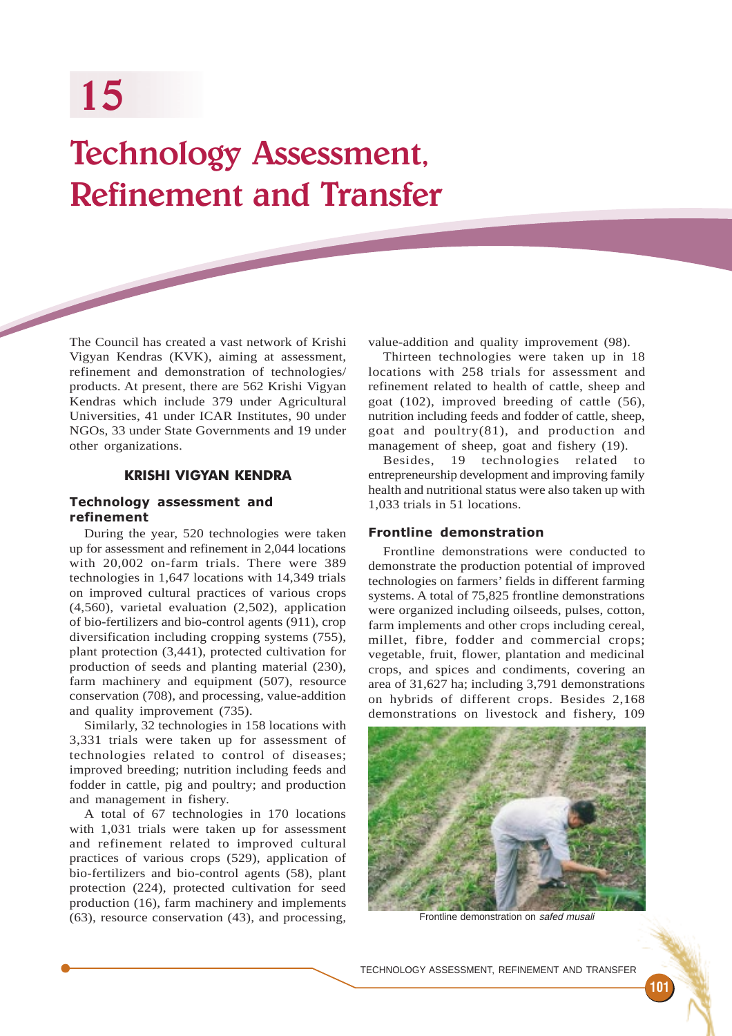# 15

# Technology Assessment, Refinement and Transfer

The Council has created a vast network of Krishi Vigyan Kendras (KVK), aiming at assessment, refinement and demonstration of technologies/ products. At present, there are 562 Krishi Vigyan Kendras which include 379 under Agricultural Universities, 41 under ICAR Institutes, 90 under NGOs, 33 under State Governments and 19 under other organizations.

## KRISHI VIGYAN KENDRA

### Technology assessment and refinement

During the year, 520 technologies were taken up for assessment and refinement in 2,044 locations with 20,002 on-farm trials. There were 389 technologies in 1,647 locations with 14,349 trials on improved cultural practices of various crops (4,560), varietal evaluation (2,502), application of bio-fertilizers and bio-control agents (911), crop diversification including cropping systems (755), plant protection (3,441), protected cultivation for production of seeds and planting material (230), farm machinery and equipment (507), resource conservation (708), and processing, value-addition and quality improvement (735).

Similarly, 32 technologies in 158 locations with 3,331 trials were taken up for assessment of technologies related to control of diseases; improved breeding; nutrition including feeds and fodder in cattle, pig and poultry; and production and management in fishery.

A total of 67 technologies in 170 locations with 1,031 trials were taken up for assessment and refinement related to improved cultural practices of various crops (529), application of bio-fertilizers and bio-control agents (58), plant protection (224), protected cultivation for seed production (16), farm machinery and implements (63), resource conservation (43), and processing, value-addition and quality improvement (98).

Thirteen technologies were taken up in 18 locations with 258 trials for assessment and refinement related to health of cattle, sheep and goat (102), improved breeding of cattle (56), nutrition including feeds and fodder of cattle, sheep, goat and poultry(81), and production and management of sheep, goat and fishery (19).

Besides, 19 technologies related to entrepreneurship development and improving family health and nutritional status were also taken up with 1,033 trials in 51 locations.

### Frontline demonstration

Frontline demonstrations were conducted to demonstrate the production potential of improved technologies on farmers' fields in different farming systems. A total of 75,825 frontline demonstrations were organized including oilseeds, pulses, cotton, farm implements and other crops including cereal, millet, fibre, fodder and commercial crops; vegetable, fruit, flower, plantation and medicinal crops, and spices and condiments, covering an area of 31,627 ha; including 3,791 demonstrations on hybrids of different crops. Besides 2,168 demonstrations on livestock and fishery, 109

Frontline demonstration on *safed musali*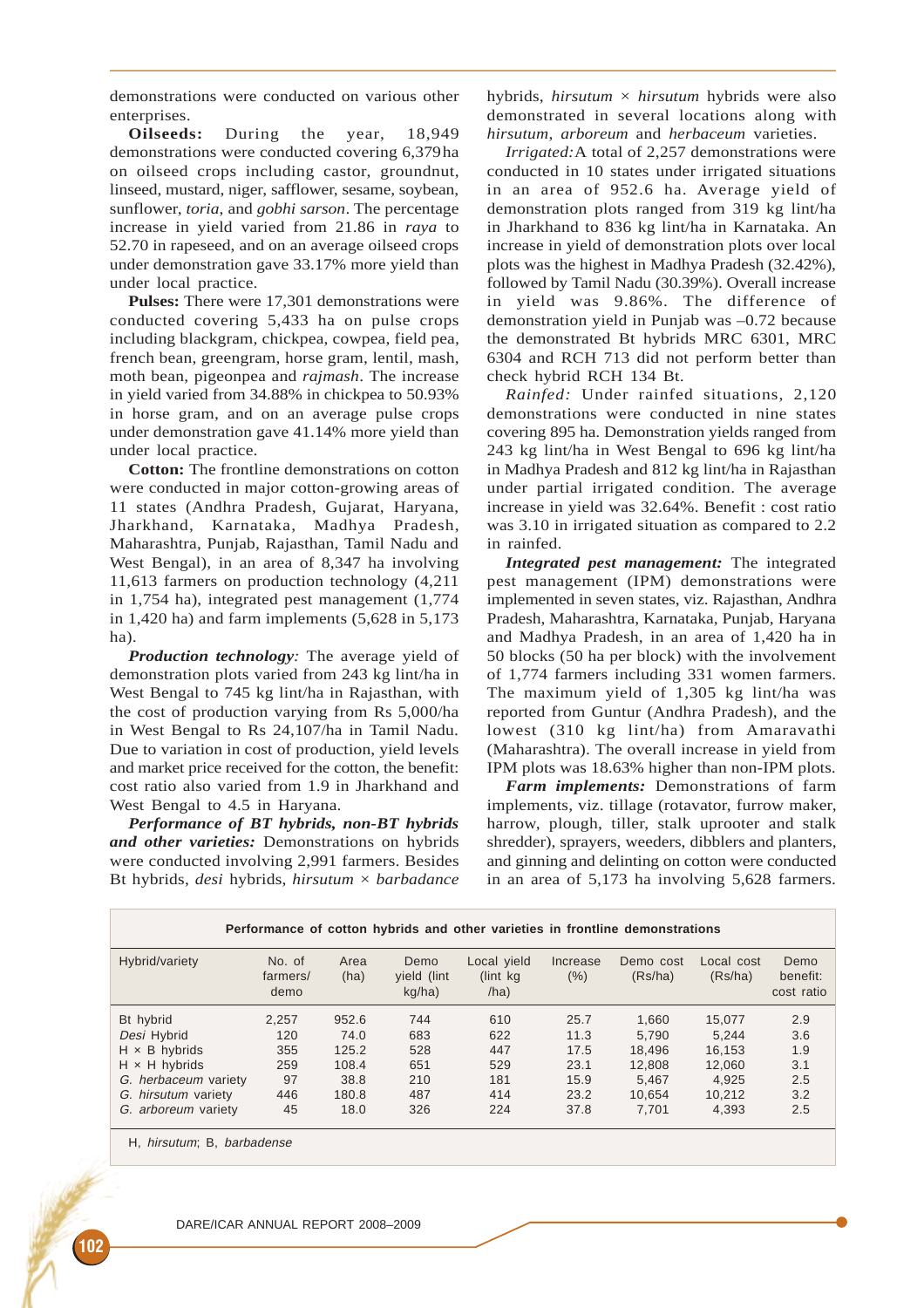demonstrations were conducted on various other enterprises.

**Oilseeds:** During the year, 18,949 demonstrations were conducted covering 6,379 ha on oilseed crops including castor, groundnut, linseed, mustard, niger, safflower, sesame, soybean, sunflower, *toria*, and *gobhi sarson*. The percentage increase in yield varied from 21.86 in *raya* to 52.70 in rapeseed, and on an average oilseed crops under demonstration gave 33.17% more yield than under local practice.

**Pulses:** There were 17,301 demonstrations were conducted covering 5,433 ha on pulse crops including blackgram, chickpea, cowpea, field pea, french bean, greengram, horse gram, lentil, mash, moth bean, pigeonpea and *rajmash*. The increase in yield varied from 34.88% in chickpea to 50.93% in horse gram, and on an average pulse crops under demonstration gave 41.14% more yield than under local practice.

**Cotton:** The frontline demonstrations on cotton were conducted in major cotton-growing areas of 11 states (Andhra Pradesh, Gujarat, Haryana, Jharkhand, Karnataka, Madhya Pradesh, Maharashtra, Punjab, Rajasthan, Tamil Nadu and West Bengal), in an area of 8,347 ha involving 11,613 farmers on production technology (4,211 in 1,754 ha), integrated pest management (1,774 in 1,420 ha) and farm implements (5,628 in 5,173 ha).

***Production technology:*** The average yield of demonstration plots varied from 243 kg lint/ha in West Bengal to 745 kg lint/ha in Rajasthan, with the cost of production varying from Rs 5,000/ha in West Bengal to Rs 24,107/ha in Tamil Nadu. Due to variation in cost of production, yield levels and market price received for the cotton, the benefit: cost ratio also varied from 1.9 in Jharkhand and West Bengal to 4.5 in Haryana.

***Performance of BT hybrids, non-BT hybrids and other varieties:*** Demonstrations on hybrids were conducted involving 2,991 farmers. Besides Bt hybrids, *desi* hybrids, *hirsutum* × *barbadance* hybrids, *hirsutum* × *hirsutum* hybrids were also demonstrated in several locations along with *hirsutum*, *arboreum* and *herbaceum* varieties.

*Irrigated:* A total of 2,257 demonstrations were conducted in 10 states under irrigated situations in an area of 952.6 ha. Average yield of demonstration plots ranged from 319 kg lint/ha in Jharkhand to 836 kg lint/ha in Karnataka. An increase in yield of demonstration plots over local plots was the highest in Madhya Pradesh (32.42%), followed by Tamil Nadu (30.39%). Overall increase in yield was 9.86%. The difference of demonstration yield in Punjab was –0.72 because the demonstrated Bt hybrids MRC 6301, MRC 6304 and RCH 713 did not perform better than check hybrid RCH 134 Bt.

*Rainfed:* Under rainfed situations, 2,120 demonstrations were conducted in nine states covering 895 ha. Demonstration yields ranged from 243 kg lint/ha in West Bengal to 696 kg lint/ha in Madhya Pradesh and 812 kg lint/ha in Rajasthan under partial irrigated condition. The average increase in yield was 32.64%. Benefit : cost ratio was 3.10 in irrigated situation as compared to 2.2 in rainfed.

***Integrated pest management:*** The integrated pest management (IPM) demonstrations were implemented in seven states, viz. Rajasthan, Andhra Pradesh, Maharashtra, Karnataka, Punjab, Haryana and Madhya Pradesh, in an area of 1,420 ha in 50 blocks (50 ha per block) with the involvement of 1,774 farmers including 331 women farmers. The maximum yield of 1,305 kg lint/ha was reported from Guntur (Andhra Pradesh), and the lowest (310 kg lint/ha) from Amaravathi (Maharashtra). The overall increase in yield from IPM plots was 18.63% higher than non-IPM plots.

***Farm implements:*** Demonstrations of farm implements, viz. tillage (rotavator, furrow maker, harrow, plough, tiller, stalk uprooter and stalk shredder), sprayers, weeders, dibblers and planters, and ginning and delinting on cotton were conducted in an area of 5,173 ha involving 5,628 farmers.

**Performance of cotton hybrids and other varieties in frontline demonstrations**

| Hybrid/variety | No. of farmers/ demo | Area (ha) | Demo yield (lint kg/ha) | Local yield (lint kg /ha) | Increase (%) | Demo cost (Rs/ha) | Local cost (Rs/ha) | Demo benefit: cost ratio |
|---|---|---|---|---|---|---|---|---|
| Bt hybrid | 2,257 | 952.6 | 744 | 610 | 25.7 | 1,660 | 15,077 | 2.9 |
| *Desi* Hybrid | 120 | 74.0 | 683 | 622 | 11.3 | 5,790 | 5,244 | 3.6 |
| H × B hybrids | 355 | 125.2 | 528 | 447 | 17.5 | 18,496 | 16,153 | 1.9 |
| H × H hybrids | 259 | 108.4 | 651 | 529 | 23.1 | 12,808 | 12,060 | 3.1 |
| *G. herbaceum* variety | 97 | 38.8 | 210 | 181 | 15.9 | 5,467 | 4,925 | 2.5 |
| *G. hirsutum* variety | 446 | 180.8 | 487 | 414 | 23.2 | 10,654 | 10,212 | 3.2 |
| *G. arboreum* variety | 45 | 18.0 | 326 | 224 | 37.8 | 7,701 | 4,393 | 2.5 |

H, *hirsutum*; B, *barbadense*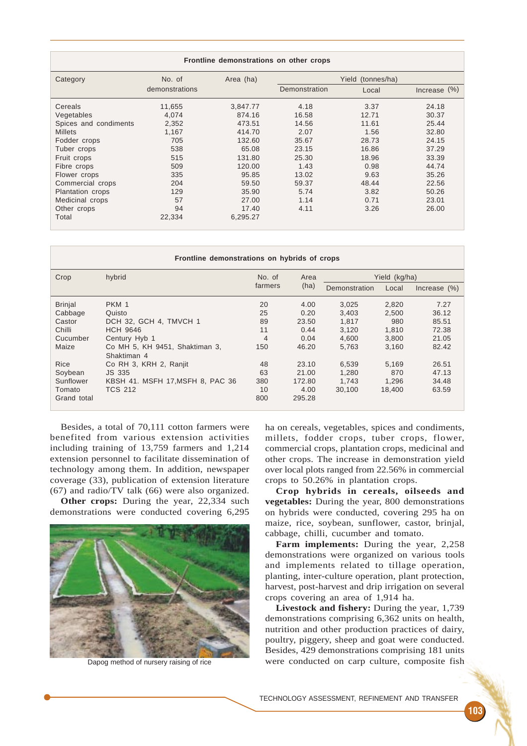**Frontline demonstrations on other crops**

| Category | No. of demonstrations | Area (ha) | Yield (tonnes/ha) | | |
|---|---|---|---|---|---|
| | | | Demonstration | Local | Increase (%) |
| Cereals | 11,655 | 3,847.77 | 4.18 | 3.37 | 24.18 |
| Vegetables | 4,074 | 874.16 | 16.58 | 12.71 | 30.37 |
| Spices and condiments | 2,352 | 473.51 | 14.56 | 11.61 | 25.44 |
| Millets | 1,167 | 414.70 | 2.07 | 1.56 | 32.80 |
| Fodder crops | 705 | 132.60 | 35.67 | 28.73 | 24.15 |
| Tuber crops | 538 | 65.08 | 23.15 | 16.86 | 37.29 |
| Fruit crops | 515 | 131.80 | 25.30 | 18.96 | 33.39 |
| Fibre crops | 509 | 120.00 | 1.43 | 0.98 | 44.74 |
| Flower crops | 335 | 95.85 | 13.02 | 9.63 | 35.26 |
| Commercial crops | 204 | 59.50 | 59.37 | 48.44 | 22.56 |
| Plantation crops | 129 | 35.90 | 5.74 | 3.82 | 50.26 |
| Medicinal crops | 57 | 27.00 | 1.14 | 0.71 | 23.01 |
| Other crops | 94 | 17.40 | 4.11 | 3.26 | 26.00 |
| Total | 22,334 | 6,295.27 | | | |

**Frontline demonstrations on hybrids of crops**

| Crop | hybrid | No. of farmers | Area (ha) | Yield (kg/ha) | | |
|---|---|---|---|---|---|---|
| | | | | Demonstration | Local | Increase (%) |
| Brinjal | PKM 1 | 20 | 4.00 | 3,025 | 2,820 | 7.27 |
| Cabbage | Quisto | 25 | 0.20 | 3,403 | 2,500 | 36.12 |
| Castor | DCH 32, GCH 4, TMVCH 1 | 89 | 23.50 | 1,817 | 980 | 85.51 |
| Chilli | HCH 9646 | 11 | 0.44 | 3,120 | 1,810 | 72.38 |
| Cucumber | Century Hyb 1 | 4 | 0.04 | 4,600 | 3,800 | 21.05 |
| Maize | Co MH 5, KH 9451, Shaktiman 3, Shaktiman 4 | 150 | 46.20 | 5,763 | 3,160 | 82.42 |
| Rice | Co RH 3, KRH 2, Ranjit | 48 | 23.10 | 6,539 | 5,169 | 26.51 |
| Soybean | JS 335 | 63 | 21.00 | 1,280 | 870 | 47.13 |
| Sunflower | KBSH 41. MSFH 17,MSFH 8, PAC 36 | 380 | 172.80 | 1,743 | 1,296 | 34.48 |
| Tomato | TCS 212 | 10 | 4.00 | 30,100 | 18,400 | 63.59 |
| Grand total | | 800 | 295.28 | | | |

Besides, a total of 70,111 cotton farmers were benefited from various extension activities including training of 13,759 farmers and 1,214 extension personnel to facilitate dissemination of technology among them. In addition, newspaper coverage (33), publication of extension literature (67) and radio/TV talk (66) were also organized.

**Other crops:** During the year, 22,334 such demonstrations were conducted covering 6,295 ha on cereals, vegetables, spices and condiments, millets, fodder crops, tuber crops, flower, commercial crops, plantation crops, medicinal and other crops. The increase in demonstration yield over local plots ranged from 22.56% in commercial crops to 50.26% in plantation crops.

Dapog method of nursery raising of rice

**Crop hybrids in cereals, oilseeds and vegetables:** During the year, 800 demonstrations on hybrids were conducted, covering 295 ha on maize, rice, soybean, sunflower, castor, brinjal, cabbage, chilli, cucumber and tomato.

**Farm implements:** During the year, 2,258 demonstrations were organized on various tools and implements related to tillage operation, planting, inter-culture operation, plant protection, harvest, post-harvest and drip irrigation on several crops covering an area of 1,914 ha.

**Livestock and fishery:** During the year, 1,739 demonstrations comprising 6,362 units on health, nutrition and other production practices of dairy, poultry, piggery, sheep and goat were conducted. Besides, 429 demonstrations comprising 181 units were conducted on carp culture, composite fish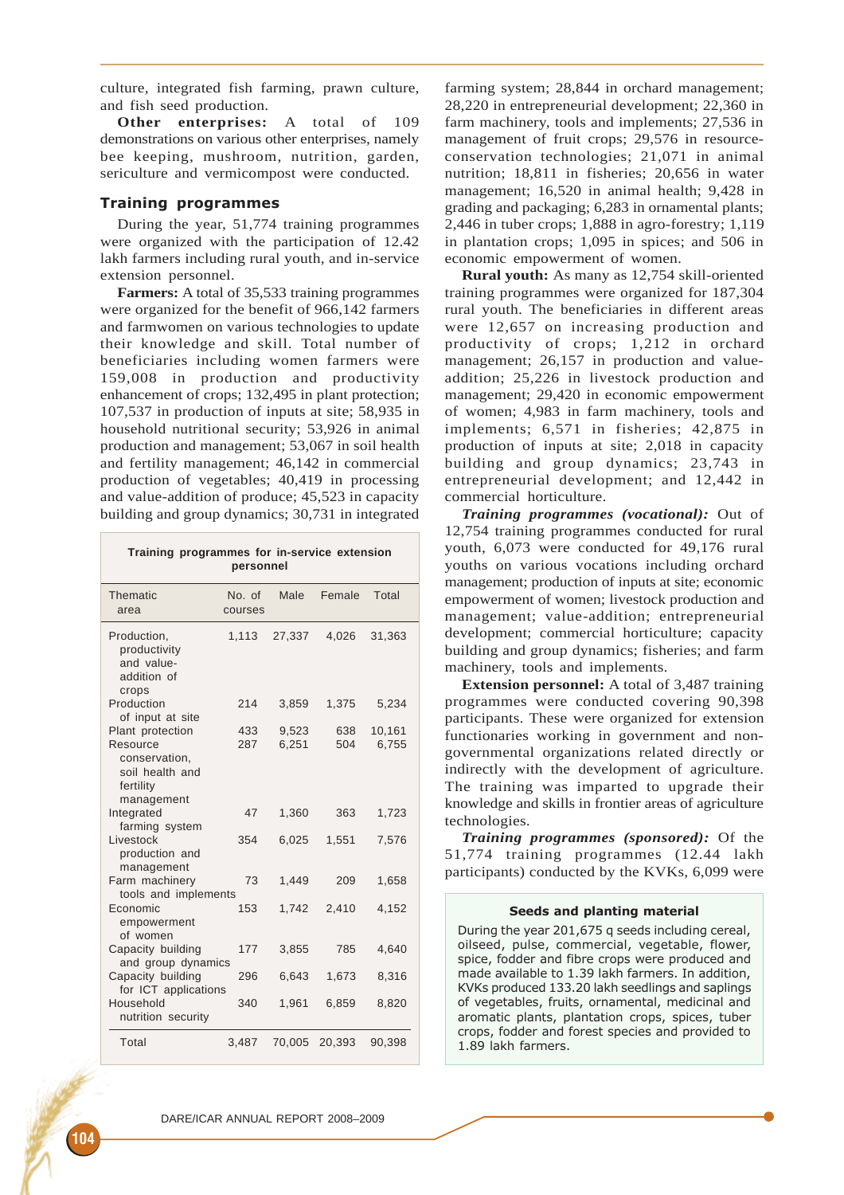culture, integrated fish farming, prawn culture, and fish seed production.

**Other enterprises:** A total of 109 demonstrations on various other enterprises, namely bee keeping, mushroom, nutrition, garden, sericulture and vermicompost were conducted.

## Training programmes

During the year, 51,774 training programmes were organized with the participation of 12.42 lakh farmers including rural youth, and in-service extension personnel.

**Farmers:** A total of 35,533 training programmes were organized for the benefit of 966,142 farmers and farmwomen on various technologies to update their knowledge and skill. Total number of beneficiaries including women farmers were 159,008 in production and productivity enhancement of crops; 132,495 in plant protection; 107,537 in production of inputs at site; 58,935 in household nutritional security; 53,926 in animal production and management; 53,067 in soil health and fertility management; 46,142 in commercial production of vegetables; 40,419 in processing and value-addition of produce; 45,523 in capacity building and group dynamics; 30,731 in integrated farming system; 28,844 in orchard management; 28,220 in entrepreneurial development; 22,360 in farm machinery, tools and implements; 27,536 in management of fruit crops; 29,576 in resource-conservation technologies; 21,071 in animal nutrition; 18,811 in fisheries; 20,656 in water management; 16,520 in animal health; 9,428 in grading and packaging; 6,283 in ornamental plants; 2,446 in tuber crops; 1,888 in agro-forestry; 1,119 in plantation crops; 1,095 in spices; and 506 in economic empowerment of women.

**Training programmes for in-service extension personnel**

| Thematic area | No. of courses | Male | Female | Total |
|---|---|---|---|---|
| Production, productivity and value-addition of crops | 1,113 | 27,337 | 4,026 | 31,363 |
| Production of input at site | 214 | 3,859 | 1,375 | 5,234 |
| Plant protection | 433 | 9,523 | 638 | 10,161 |
| Resource conservation, soil health and fertility management | 287 | 6,251 | 504 | 6,755 |
| Integrated farming system | 47 | 1,360 | 363 | 1,723 |
| Livestock production and management | 354 | 6,025 | 1,551 | 7,576 |
| Farm machinery tools and implements | 73 | 1,449 | 209 | 1,658 |
| Economic empowerment of women | 153 | 1,742 | 2,410 | 4,152 |
| Capacity building and group dynamics | 177 | 3,855 | 785 | 4,640 |
| Capacity building for ICT applications | 296 | 6,643 | 1,673 | 8,316 |
| Household nutrition security | 340 | 1,961 | 6,859 | 8,820 |
| Total | 3,487 | 70,005 | 20,393 | 90,398 |

**Rural youth:** As many as 12,754 skill-oriented training programmes were organized for 187,304 rural youth. The beneficiaries in different areas were 12,657 on increasing production and productivity of crops; 1,212 in orchard management; 26,157 in production and value-addition; 25,226 in livestock production and management; 29,420 in economic empowerment of women; 4,983 in farm machinery, tools and implements; 6,571 in fisheries; 42,875 in production of inputs at site; 2,018 in capacity building and group dynamics; 23,743 in entrepreneurial development; and 12,442 in commercial horticulture.

***Training programmes (vocational):*** Out of 12,754 training programmes conducted for rural youth, 6,073 were conducted for 49,176 rural youths on various vocations including orchard management; production of inputs at site; economic empowerment of women; livestock production and management; value-addition; entrepreneurial development; commercial horticulture; capacity building and group dynamics; fisheries; and farm machinery, tools and implements.

**Extension personnel:** A total of 3,487 training programmes were conducted covering 90,398 participants. These were organized for extension functionaries working in government and non-governmental organizations related directly or indirectly with the development of agriculture. The training was imparted to upgrade their knowledge and skills in frontier areas of agriculture technologies.

***Training programmes (sponsored):*** Of the 51,774 training programmes (12.44 lakh participants) conducted by the KVKs, 6,099 were

**Seeds and planting material**

During the year 201,675 q seeds including cereal, oilseed, pulse, commercial, vegetable, flower, spice, fodder and fibre crops were produced and made available to 1.39 lakh farmers. In addition, KVKs produced 133.20 lakh seedlings and saplings of vegetables, fruits, ornamental, medicinal and aromatic plants, plantation crops, spices, tuber crops, fodder and forest species and provided to 1.89 lakh farmers.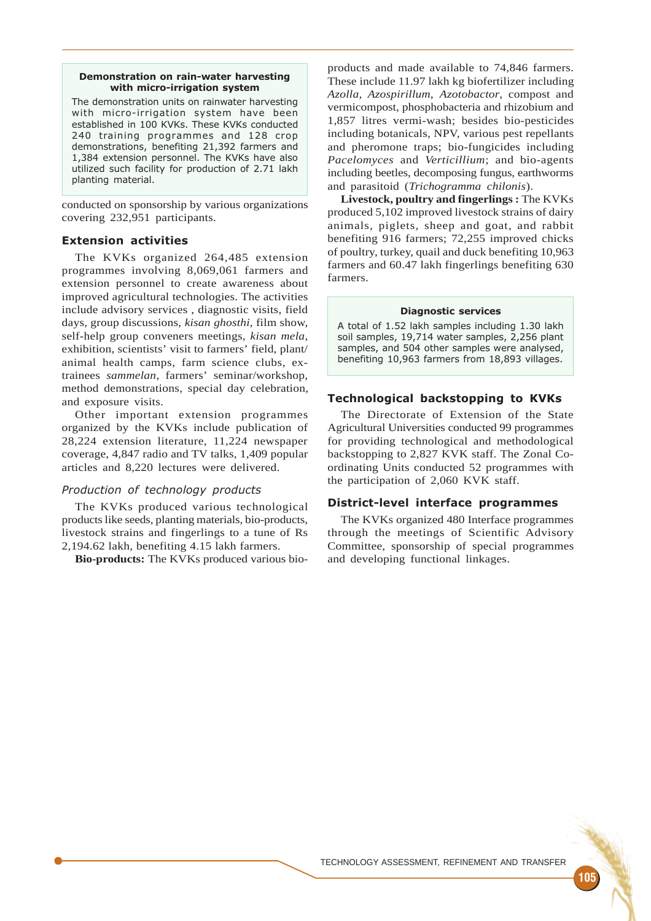**Demonstration on rain-water harvesting with micro-irrigation system**

The demonstration units on rainwater harvesting with micro-irrigation system have been established in 100 KVKs. These KVKs conducted 240 training programmes and 128 crop demonstrations, benefiting 21,392 farmers and 1,384 extension personnel. The KVKs have also utilized such facility for production of 2.71 lakh planting material.

conducted on sponsorship by various organizations covering 232,951 participants.

## Extension activities

The KVKs organized 264,485 extension programmes involving 8,069,061 farmers and extension personnel to create awareness about improved agricultural technologies. The activities include advisory services , diagnostic visits, field days, group discussions, *kisan ghosthi*, film show, self-help group conveners meetings, *kisan mela*, exhibition, scientists' visit to farmers' field, plant/ animal health camps, farm science clubs, ex-trainees *sammelan*, farmers' seminar/workshop, method demonstrations, special day celebration, and exposure visits.

Other important extension programmes organized by the KVKs include publication of 28,224 extension literature, 11,224 newspaper coverage, 4,847 radio and TV talks, 1,409 popular articles and 8,220 lectures were delivered.

### *Production of technology products*

The KVKs produced various technological products like seeds, planting materials, bio-products, livestock strains and fingerlings to a tune of Rs 2,194.62 lakh, benefiting 4.15 lakh farmers.

**Bio-products:** The KVKs produced various bio-products and made available to 74,846 farmers. These include 11.97 lakh kg biofertilizer including *Azolla*, *Azospirillum*, *Azotobactor*, compost and vermicompost, phosphobacteria and rhizobium and 1,857 litres vermi-wash; besides bio-pesticides including botanicals, NPV, various pest repellants and pheromone traps; bio-fungicides including *Pacelomyces* and *Verticillium*; and bio-agents including beetles, decomposing fungus, earthworms and parasitoid (*Trichogramma chilonis*).

**Livestock, poultry and fingerlings :** The KVKs produced 5,102 improved livestock strains of dairy animals, piglets, sheep and goat, and rabbit benefiting 916 farmers; 72,255 improved chicks of poultry, turkey, quail and duck benefiting 10,963 farmers and 60.47 lakh fingerlings benefiting 630 farmers.

**Diagnostic services**

A total of 1.52 lakh samples including 1.30 lakh soil samples, 19,714 water samples, 2,256 plant samples, and 504 other samples were analysed, benefiting 10,963 farmers from 18,893 villages.

## Technological backstopping to KVKs

The Directorate of Extension of the State Agricultural Universities conducted 99 programmes for providing technological and methodological backstopping to 2,827 KVK staff. The Zonal Co-ordinating Units conducted 52 programmes with the participation of 2,060 KVK staff.

## District-level interface programmes

The KVKs organized 480 Interface programmes through the meetings of Scientific Advisory Committee, sponsorship of special programmes and developing functional linkages.